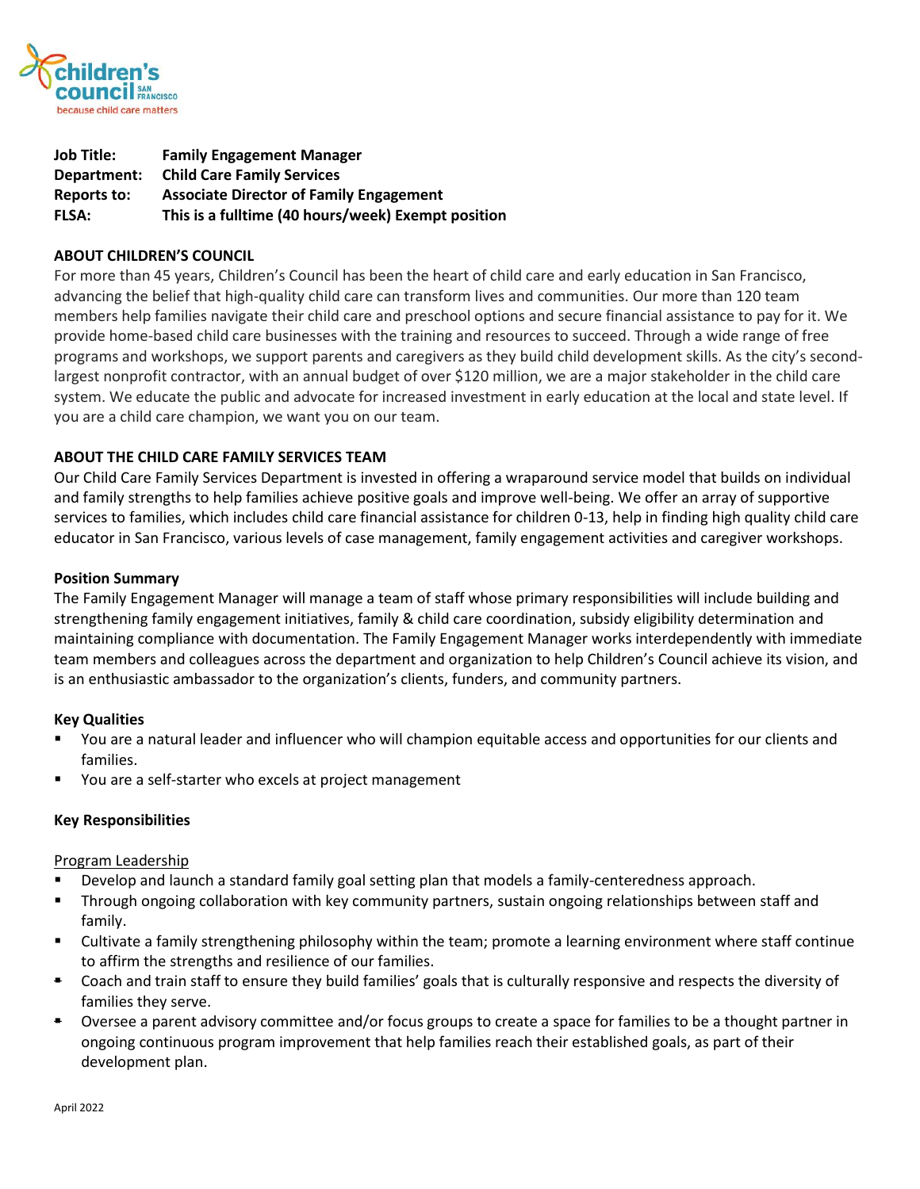**Job Title:** Family Engagement Manager
**Department:** Child Care Family Services
**Reports to:** Associate Director of Family Engagement
**FLSA:** This is a fulltime (40 hours/week) Exempt position

## ABOUT CHILDREN'S COUNCIL

For more than 45 years, Children's Council has been the heart of child care and early education in San Francisco, advancing the belief that high-quality child care can transform lives and communities. Our more than 120 team members help families navigate their child care and preschool options and secure financial assistance to pay for it. We provide home-based child care businesses with the training and resources to succeed. Through a wide range of free programs and workshops, we support parents and caregivers as they build child development skills. As the city's second-largest nonprofit contractor, with an annual budget of over $120 million, we are a major stakeholder in the child care system. We educate the public and advocate for increased investment in early education at the local and state level. If you are a child care champion, we want you on our team.

## ABOUT THE CHILD CARE FAMILY SERVICES TEAM

Our Child Care Family Services Department is invested in offering a wraparound service model that builds on individual and family strengths to help families achieve positive goals and improve well-being. We offer an array of supportive services to families, which includes child care financial assistance for children 0-13, help in finding high quality child care educator in San Francisco, various levels of case management, family engagement activities and caregiver workshops.

### Position Summary

The Family Engagement Manager will manage a team of staff whose primary responsibilities will include building and strengthening family engagement initiatives, family & child care coordination, subsidy eligibility determination and maintaining compliance with documentation. The Family Engagement Manager works interdependently with immediate team members and colleagues across the department and organization to help Children's Council achieve its vision, and is an enthusiastic ambassador to the organization's clients, funders, and community partners.

### Key Qualities

- You are a natural leader and influencer who will champion equitable access and opportunities for our clients and families.
- You are a self-starter who excels at project management

### Key Responsibilities

Program Leadership

- Develop and launch a standard family goal setting plan that models a family-centeredness approach.
- Through ongoing collaboration with key community partners, sustain ongoing relationships between staff and family.
- Cultivate a family strengthening philosophy within the team; promote a learning environment where staff continue to affirm the strengths and resilience of our families.
- Coach and train staff to ensure they build families' goals that is culturally responsive and respects the diversity of families they serve.
- Oversee a parent advisory committee and/or focus groups to create a space for families to be a thought partner in ongoing continuous program improvement that help families reach their established goals, as part of their development plan.

April 2022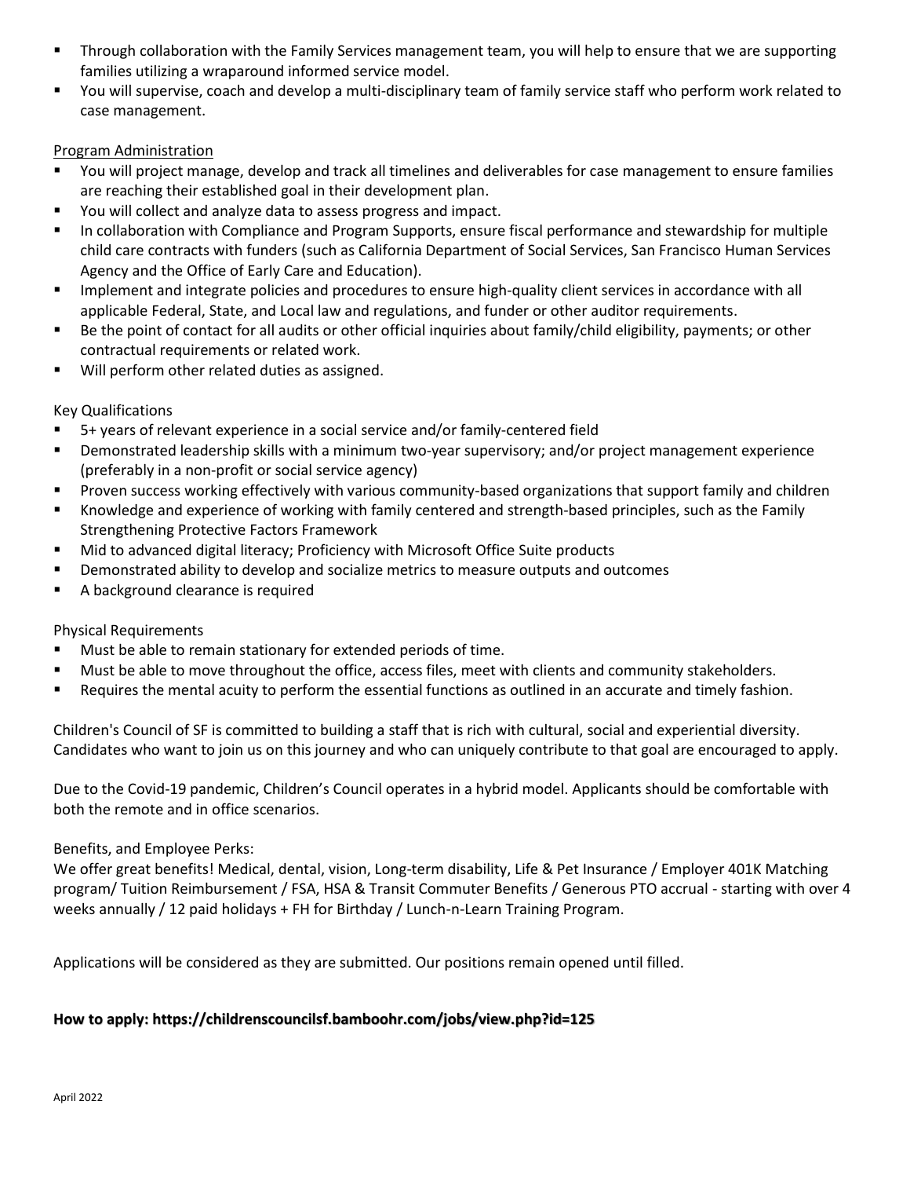- Through collaboration with the Family Services management team, you will help to ensure that we are supporting families utilizing a wraparound informed service model.
- You will supervise, coach and develop a multi-disciplinary team of family service staff who perform work related to case management.

Program Administration

- You will project manage, develop and track all timelines and deliverables for case management to ensure families are reaching their established goal in their development plan.
- You will collect and analyze data to assess progress and impact.
- In collaboration with Compliance and Program Supports, ensure fiscal performance and stewardship for multiple child care contracts with funders (such as California Department of Social Services, San Francisco Human Services Agency and the Office of Early Care and Education).
- Implement and integrate policies and procedures to ensure high-quality client services in accordance with all applicable Federal, State, and Local law and regulations, and funder or other auditor requirements.
- Be the point of contact for all audits or other official inquiries about family/child eligibility, payments; or other contractual requirements or related work.
- Will perform other related duties as assigned.

Key Qualifications

- 5+ years of relevant experience in a social service and/or family-centered field
- Demonstrated leadership skills with a minimum two-year supervisory; and/or project management experience (preferably in a non-profit or social service agency)
- Proven success working effectively with various community-based organizations that support family and children
- Knowledge and experience of working with family centered and strength-based principles, such as the Family Strengthening Protective Factors Framework
- Mid to advanced digital literacy; Proficiency with Microsoft Office Suite products
- Demonstrated ability to develop and socialize metrics to measure outputs and outcomes
- A background clearance is required

Physical Requirements

- Must be able to remain stationary for extended periods of time.
- Must be able to move throughout the office, access files, meet with clients and community stakeholders.
- Requires the mental acuity to perform the essential functions as outlined in an accurate and timely fashion.

Children's Council of SF is committed to building a staff that is rich with cultural, social and experiential diversity. Candidates who want to join us on this journey and who can uniquely contribute to that goal are encouraged to apply.

Due to the Covid-19 pandemic, Children's Council operates in a hybrid model. Applicants should be comfortable with both the remote and in office scenarios.

Benefits, and Employee Perks:
We offer great benefits! Medical, dental, vision, Long-term disability, Life & Pet Insurance / Employer 401K Matching program/ Tuition Reimbursement / FSA, HSA & Transit Commuter Benefits / Generous PTO accrual - starting with over 4 weeks annually / 12 paid holidays + FH for Birthday / Lunch-n-Learn Training Program.

Applications will be considered as they are submitted. Our positions remain opened until filled.

**How to apply: https://childrenscouncilsf.bamboohr.com/jobs/view.php?id=125**

April 2022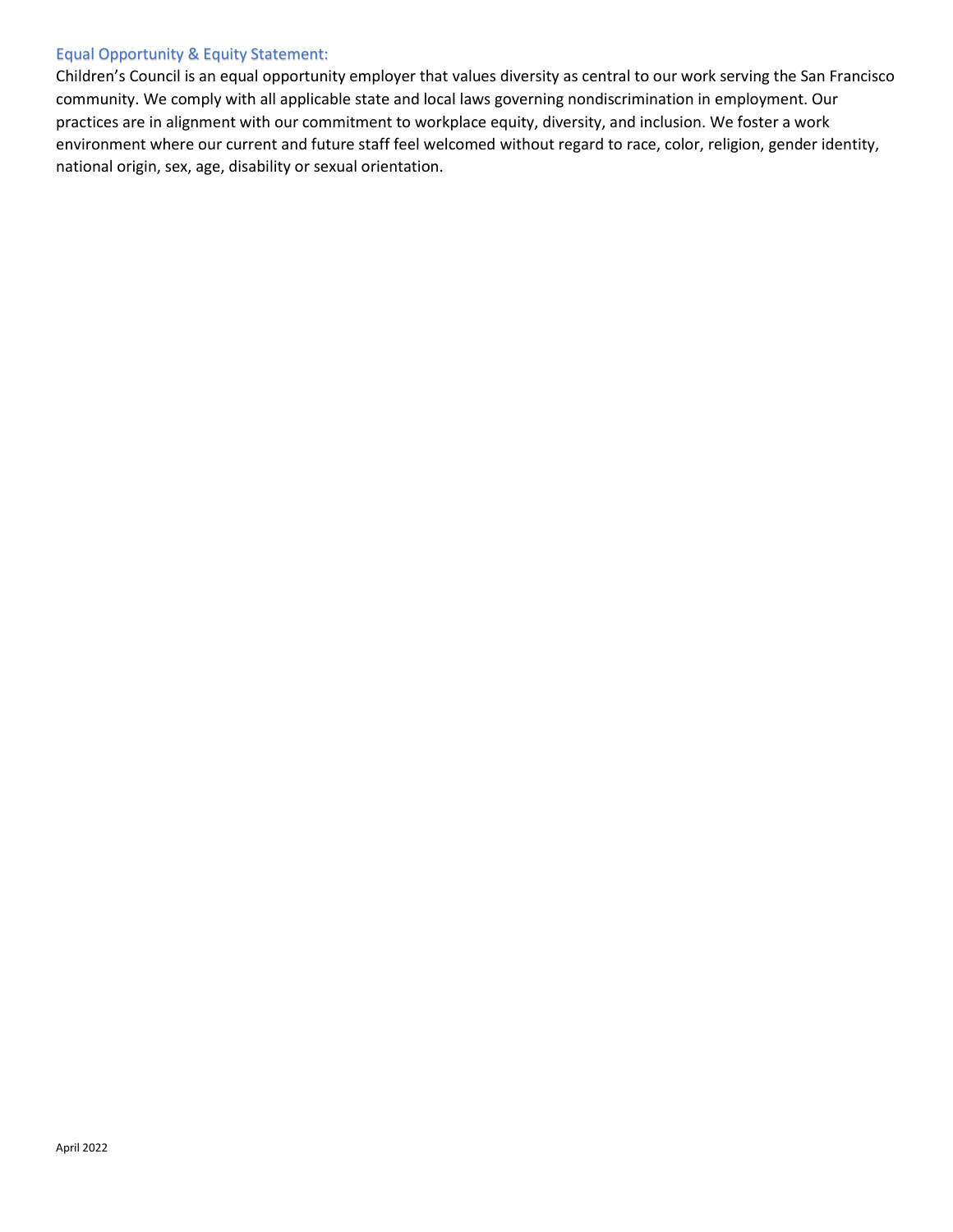### Equal Opportunity & Equity Statement:

Children's Council is an equal opportunity employer that values diversity as central to our work serving the San Francisco community. We comply with all applicable state and local laws governing nondiscrimination in employment. Our practices are in alignment with our commitment to workplace equity, diversity, and inclusion. We foster a work environment where our current and future staff feel welcomed without regard to race, color, religion, gender identity, national origin, sex, age, disability or sexual orientation.

April 2022